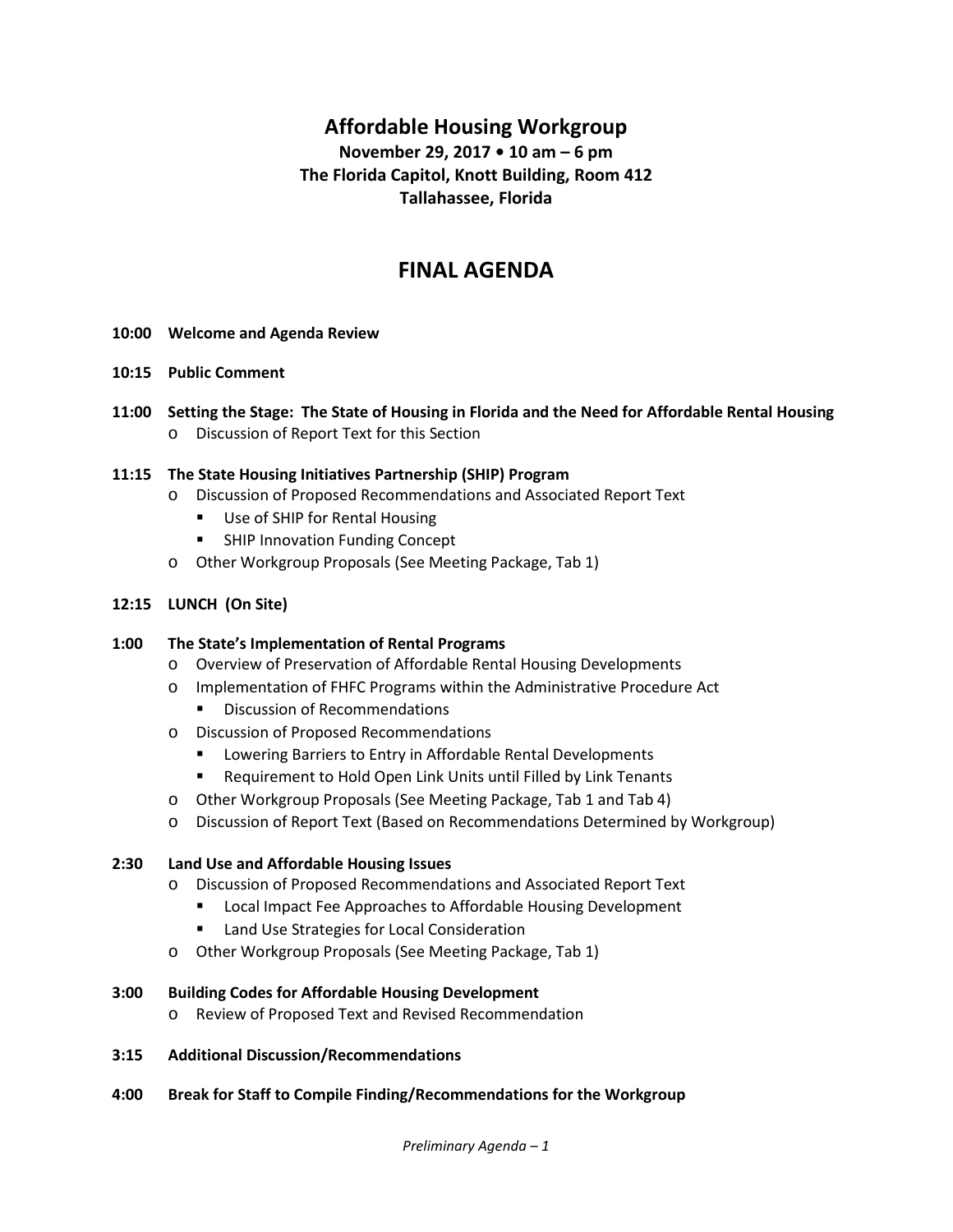# Affordable Housing Workgroup

**November 29, 2017 • 10 am – 6 pm**
**The Florida Capitol, Knott Building, Room 412**
**Tallahassee, Florida**

## FINAL AGENDA

**10:00 Welcome and Agenda Review**

**10:15 Public Comment**

**11:00 Setting the Stage: The State of Housing in Florida and the Need for Affordable Rental Housing**

- o Discussion of Report Text for this Section

**11:15 The State Housing Initiatives Partnership (SHIP) Program**

- o Discussion of Proposed Recommendations and Associated Report Text
  - ▪ Use of SHIP for Rental Housing
  - ▪ SHIP Innovation Funding Concept
- o Other Workgroup Proposals (See Meeting Package, Tab 1)

**12:15 LUNCH (On Site)**

**1:00 The State's Implementation of Rental Programs**

- o Overview of Preservation of Affordable Rental Housing Developments
- o Implementation of FHFC Programs within the Administrative Procedure Act
  - ▪ Discussion of Recommendations
- o Discussion of Proposed Recommendations
  - ▪ Lowering Barriers to Entry in Affordable Rental Developments
  - ▪ Requirement to Hold Open Link Units until Filled by Link Tenants
- o Other Workgroup Proposals (See Meeting Package, Tab 1 and Tab 4)
- o Discussion of Report Text (Based on Recommendations Determined by Workgroup)

**2:30 Land Use and Affordable Housing Issues**

- o Discussion of Proposed Recommendations and Associated Report Text
  - ▪ Local Impact Fee Approaches to Affordable Housing Development
  - ▪ Land Use Strategies for Local Consideration
- o Other Workgroup Proposals (See Meeting Package, Tab 1)

**3:00 Building Codes for Affordable Housing Development**

- o Review of Proposed Text and Revised Recommendation

**3:15 Additional Discussion/Recommendations**

**4:00 Break for Staff to Compile Finding/Recommendations for the Workgroup**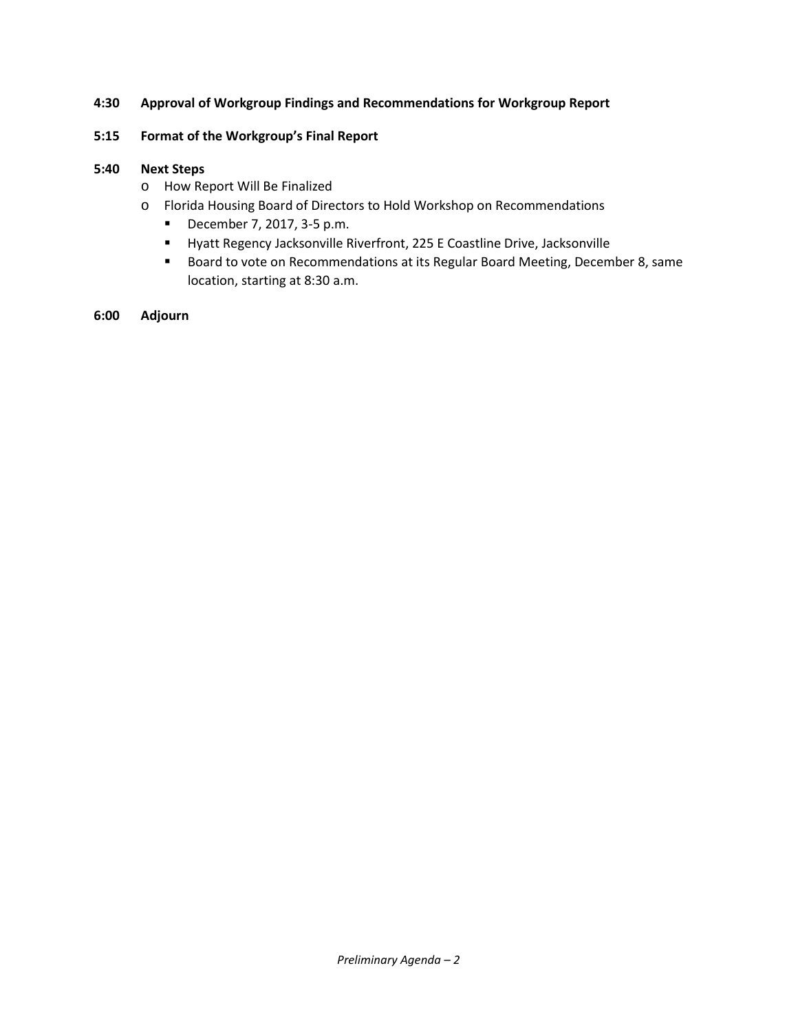**4:30 Approval of Workgroup Findings and Recommendations for Workgroup Report**

**5:15 Format of the Workgroup's Final Report**

**5:40 Next Steps**

- How Report Will Be Finalized
- Florida Housing Board of Directors to Hold Workshop on Recommendations
  - December 7, 2017, 3-5 p.m.
  - Hyatt Regency Jacksonville Riverfront, 225 E Coastline Drive, Jacksonville
  - Board to vote on Recommendations at its Regular Board Meeting, December 8, same location, starting at 8:30 a.m.

**6:00 Adjourn**